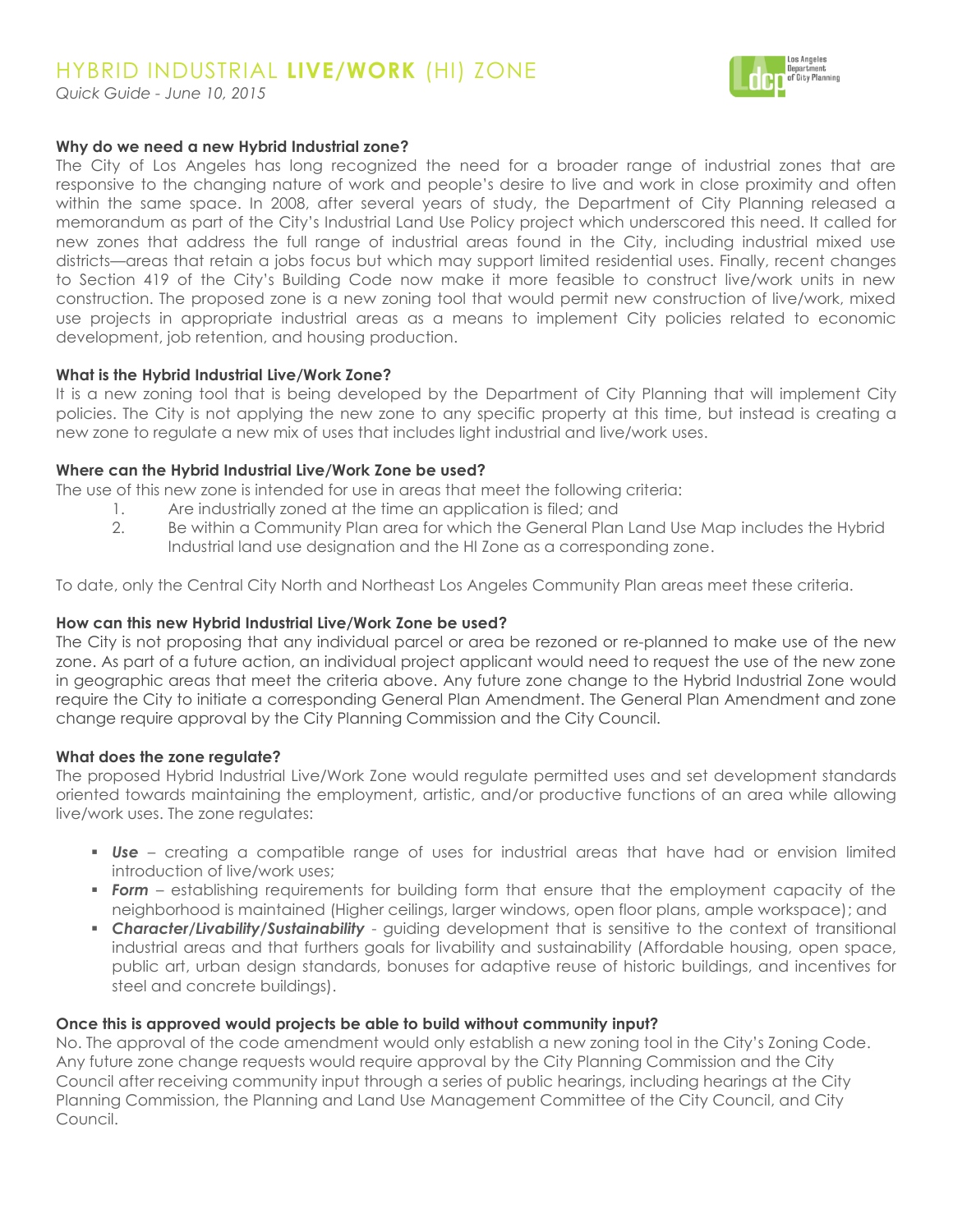# HYBRID INDUSTRIAL **LIVE/WORK** (HI) ZONE

*Quick Guide - June 10, 2015*

**Why do we need a new Hybrid Industrial zone?**

The City of Los Angeles has long recognized the need for a broader range of industrial zones that are responsive to the changing nature of work and people's desire to live and work in close proximity and often within the same space. In 2008, after several years of study, the Department of City Planning released a memorandum as part of the City's Industrial Land Use Policy project which underscored this need. It called for new zones that address the full range of industrial areas found in the City, including industrial mixed use districts—areas that retain a jobs focus but which may support limited residential uses. Finally, recent changes to Section 419 of the City's Building Code now make it more feasible to construct live/work units in new construction. The proposed zone is a new zoning tool that would permit new construction of live/work, mixed use projects in appropriate industrial areas as a means to implement City policies related to economic development, job retention, and housing production.

**What is the Hybrid Industrial Live/Work Zone?**

It is a new zoning tool that is being developed by the Department of City Planning that will implement City policies. The City is not applying the new zone to any specific property at this time, but instead is creating a new zone to regulate a new mix of uses that includes light industrial and live/work uses.

**Where can the Hybrid Industrial Live/Work Zone be used?**

The use of this new zone is intended for use in areas that meet the following criteria:

1. Are industrially zoned at the time an application is filed; and
2. Be within a Community Plan area for which the General Plan Land Use Map includes the Hybrid Industrial land use designation and the HI Zone as a corresponding zone.

To date, only the Central City North and Northeast Los Angeles Community Plan areas meet these criteria.

**How can this new Hybrid Industrial Live/Work Zone be used?**

The City is not proposing that any individual parcel or area be rezoned or re-planned to make use of the new zone. As part of a future action, an individual project applicant would need to request the use of the new zone in geographic areas that meet the criteria above. Any future zone change to the Hybrid Industrial Zone would require the City to initiate a corresponding General Plan Amendment. The General Plan Amendment and zone change require approval by the City Planning Commission and the City Council.

**What does the zone regulate?**

The proposed Hybrid Industrial Live/Work Zone would regulate permitted uses and set development standards oriented towards maintaining the employment, artistic, and/or productive functions of an area while allowing live/work uses. The zone regulates:

- ***Use*** – creating a compatible range of uses for industrial areas that have had or envision limited introduction of live/work uses;
- ***Form*** – establishing requirements for building form that ensure that the employment capacity of the neighborhood is maintained (Higher ceilings, larger windows, open floor plans, ample workspace); and
- ***Character/Livability/Sustainability*** - guiding development that is sensitive to the context of transitional industrial areas and that furthers goals for livability and sustainability (Affordable housing, open space, public art, urban design standards, bonuses for adaptive reuse of historic buildings, and incentives for steel and concrete buildings).

**Once this is approved would projects be able to build without community input?**

No. The approval of the code amendment would only establish a new zoning tool in the City's Zoning Code. Any future zone change requests would require approval by the City Planning Commission and the City Council after receiving community input through a series of public hearings, including hearings at the City Planning Commission, the Planning and Land Use Management Committee of the City Council, and City Council.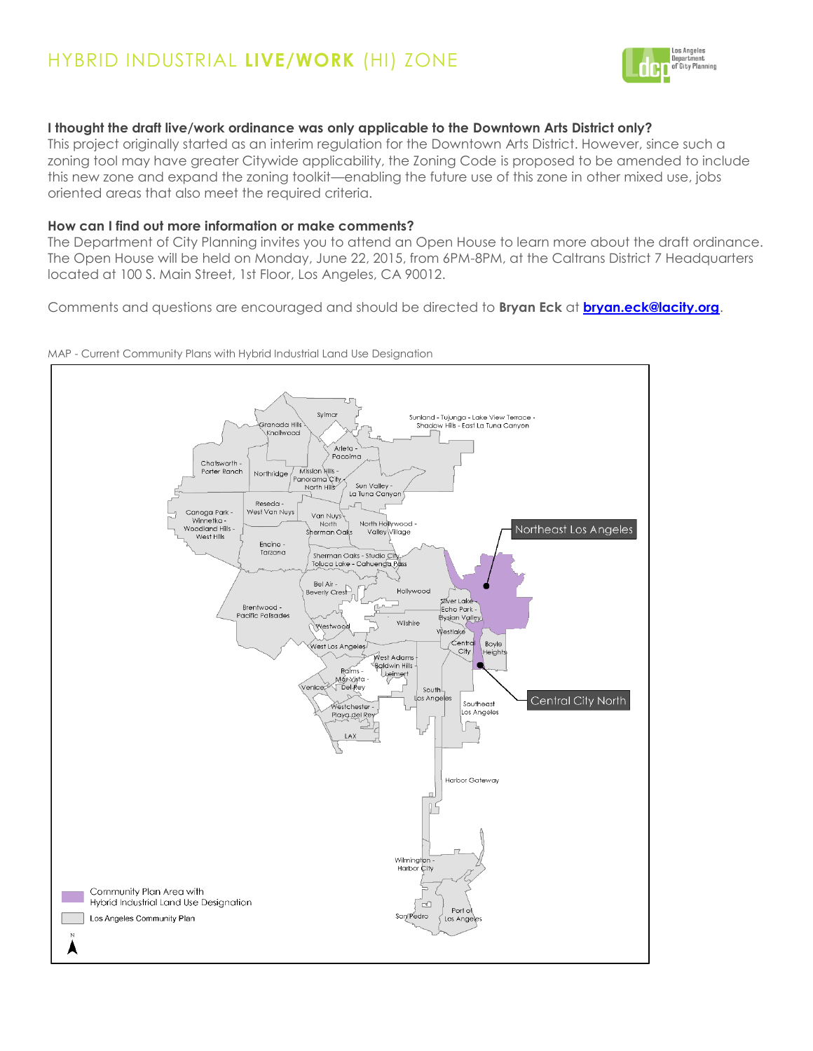# HYBRID INDUSTRIAL **LIVE/WORK** (HI) ZONE

**I thought the draft live/work ordinance was only applicable to the Downtown Arts District only?**

This project originally started as an interim regulation for the Downtown Arts District. However, since such a zoning tool may have greater Citywide applicability, the Zoning Code is proposed to be amended to include this new zone and expand the zoning toolkit—enabling the future use of this zone in other mixed use, jobs oriented areas that also meet the required criteria.

**How can I find out more information or make comments?**

The Department of City Planning invites you to attend an Open House to learn more about the draft ordinance. The Open House will be held on Monday, June 22, 2015, from 6PM-8PM, at the Caltrans District 7 Headquarters located at 100 S. Main Street, 1st Floor, Los Angeles, CA 90012.

Comments and questions are encouraged and should be directed to **Bryan Eck** at **bryan.eck@lacity.org**.

MAP - Current Community Plans with Hybrid Industrial Land Use Designation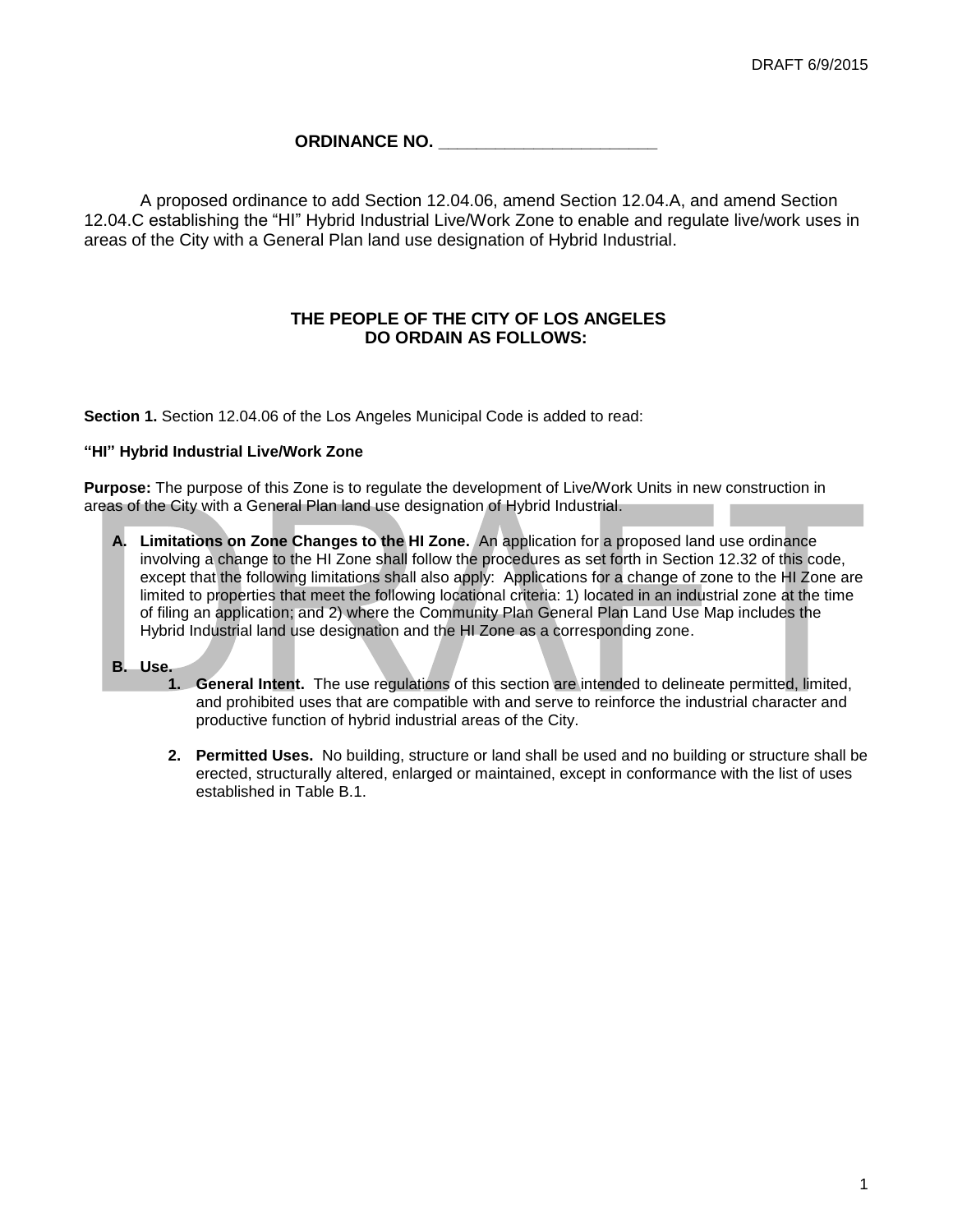**ORDINANCE NO. ______________________**

A proposed ordinance to add Section 12.04.06, amend Section 12.04.A, and amend Section 12.04.C establishing the "HI" Hybrid Industrial Live/Work Zone to enable and regulate live/work uses in areas of the City with a General Plan land use designation of Hybrid Industrial.

**THE PEOPLE OF THE CITY OF LOS ANGELES**
**DO ORDAIN AS FOLLOWS:**

**Section 1.** Section 12.04.06 of the Los Angeles Municipal Code is added to read:

**"HI" Hybrid Industrial Live/Work Zone**

**Purpose:** The purpose of this Zone is to regulate the development of Live/Work Units in new construction in areas of the City with a General Plan land use designation of Hybrid Industrial.

**A. Limitations on Zone Changes to the HI Zone.** An application for a proposed land use ordinance involving a change to the HI Zone shall follow the procedures as set forth in Section 12.32 of this code, except that the following limitations shall also apply: Applications for a change of zone to the HI Zone are limited to properties that meet the following locational criteria: 1) located in an industrial zone at the time of filing an application; and 2) where the Community Plan General Plan Land Use Map includes the Hybrid Industrial land use designation and the HI Zone as a corresponding zone.

**B. Use.**

1. **General Intent.** The use regulations of this section are intended to delineate permitted, limited, and prohibited uses that are compatible with and serve to reinforce the industrial character and productive function of hybrid industrial areas of the City.

2. **Permitted Uses.** No building, structure or land shall be used and no building or structure shall be erected, structurally altered, enlarged or maintained, except in conformance with the list of uses established in Table B.1.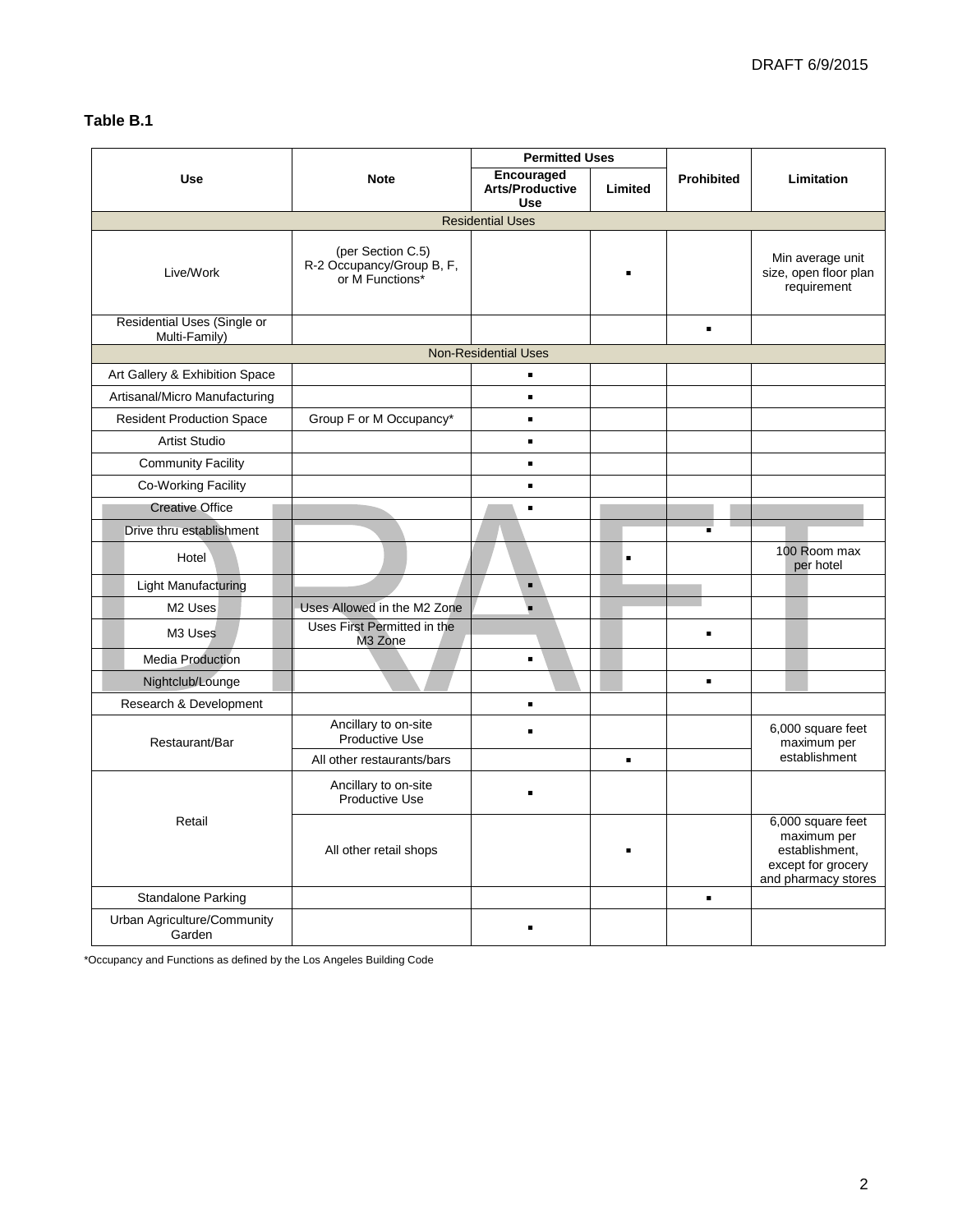**Table B.1**

| Use | Note | Permitted Uses | | Prohibited | Limitation |
|---|---|---|---|---|---|
| | | Encouraged Arts/Productive Use | Limited | | |
| **Residential Uses** | | | | | |
| Live/Work | (per Section C.5) R-2 Occupancy/Group B, F, or M Functions* | | ▪ | | Min average unit size, open floor plan requirement |
| Residential Uses (Single or Multi-Family) | | | | ▪ | |
| **Non-Residential Uses** | | | | | |
| Art Gallery & Exhibition Space | | ▪ | | | |
| Artisanal/Micro Manufacturing | | ▪ | | | |
| Resident Production Space | Group F or M Occupancy* | ▪ | | | |
| Artist Studio | | ▪ | | | |
| Community Facility | | ▪ | | | |
| Co-Working Facility | | ▪ | | | |
| Creative Office | | ▪ | | | |
| Drive thru establishment | | | | ▪ | |
| Hotel | | | ▪ | | 100 Room max per hotel |
| Light Manufacturing | | ▪ | | | |
| M2 Uses | Uses Allowed in the M2 Zone | ▪ | | | |
| M3 Uses | Uses First Permitted in the M3 Zone | | | ▪ | |
| Media Production | | ▪ | | | |
| Nightclub/Lounge | | | | ▪ | |
| Research & Development | | ▪ | | | |
| Restaurant/Bar | Ancillary to on-site Productive Use | ▪ | | | 6,000 square feet maximum per establishment |
| | All other restaurants/bars | | ▪ | | |
| Retail | Ancillary to on-site Productive Use | ▪ | | | |
| | All other retail shops | | ▪ | | 6,000 square feet maximum per establishment, except for grocery and pharmacy stores |
| Standalone Parking | | | | ▪ | |
| Urban Agriculture/Community Garden | | ▪ | | | |

*Occupancy and Functions as defined by the Los Angeles Building Code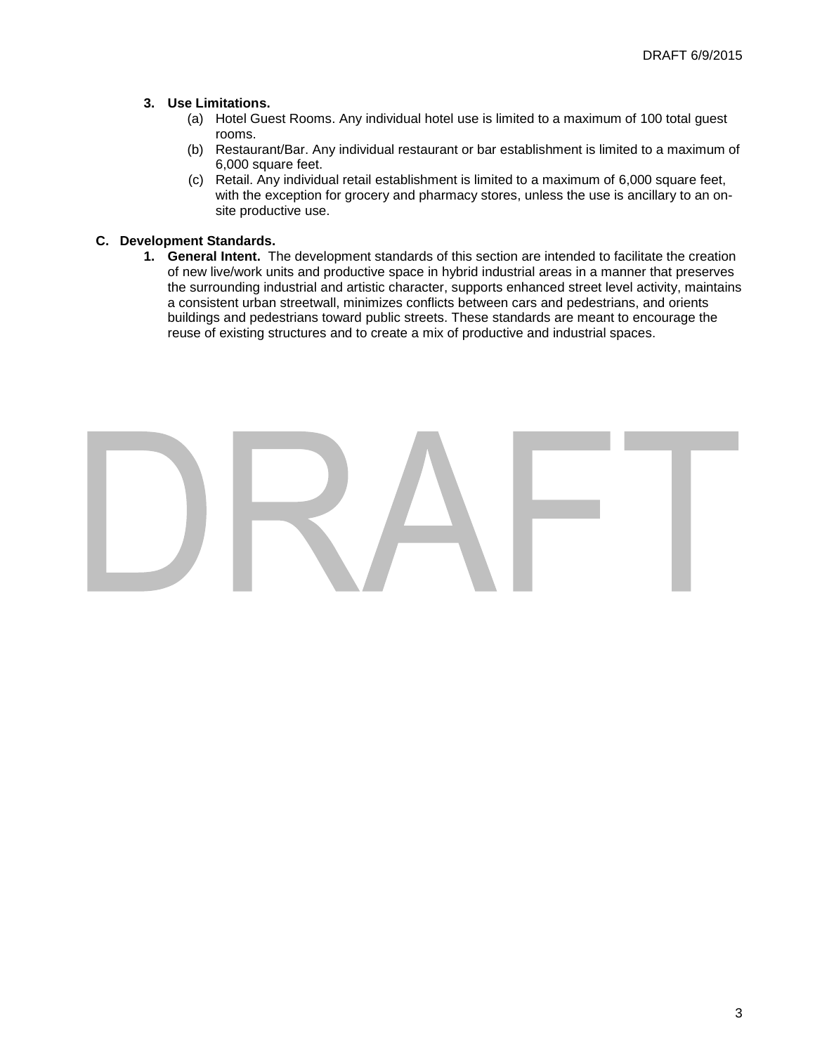**3. Use Limitations.**

(a) Hotel Guest Rooms. Any individual hotel use is limited to a maximum of 100 total guest rooms.

(b) Restaurant/Bar. Any individual restaurant or bar establishment is limited to a maximum of 6,000 square feet.

(c) Retail. Any individual retail establishment is limited to a maximum of 6,000 square feet, with the exception for grocery and pharmacy stores, unless the use is ancillary to an on-site productive use.

**C. Development Standards.**

**1. General Intent.** The development standards of this section are intended to facilitate the creation of new live/work units and productive space in hybrid industrial areas in a manner that preserves the surrounding industrial and artistic character, supports enhanced street level activity, maintains a consistent urban streetwall, minimizes conflicts between cars and pedestrians, and orients buildings and pedestrians toward public streets. These standards are meant to encourage the reuse of existing structures and to create a mix of productive and industrial spaces.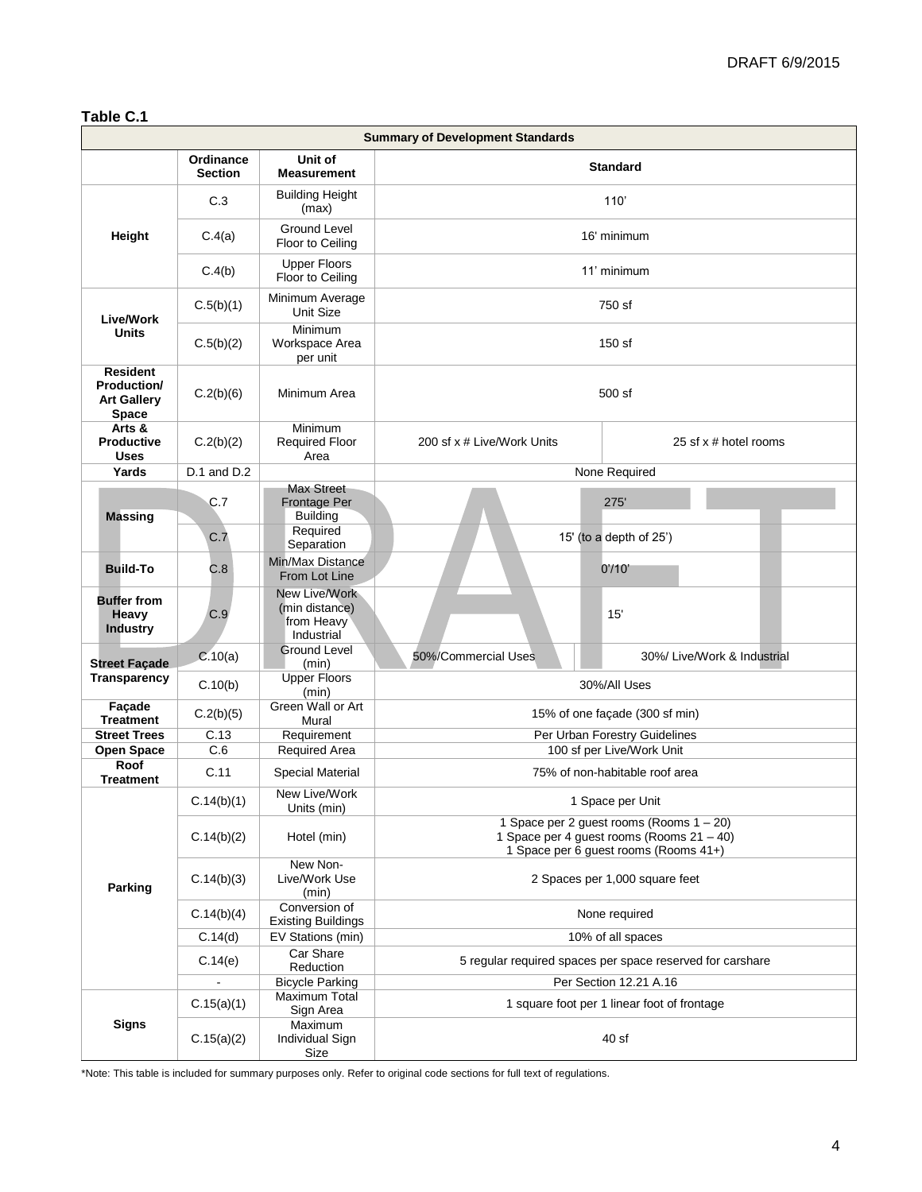**Table C.1**

| Summary of Development Standards | | | | |
|---|---|---|---|---|
| | **Ordinance Section** | **Unit of Measurement** | **Standard** | |
| **Height** | C.3 | Building Height (max) | 110' | |
| | C.4(a) | Ground Level Floor to Ceiling | 16' minimum | |
| | C.4(b) | Upper Floors Floor to Ceiling | 11' minimum | |
| **Live/Work Units** | C.5(b)(1) | Minimum Average Unit Size | 750 sf | |
| | C.5(b)(2) | Minimum Workspace Area per unit | 150 sf | |
| **Resident Production/ Art Gallery Space** | C.2(b)(6) | Minimum Area | 500 sf | |
| **Arts & Productive Uses** | C.2(b)(2) | Minimum Required Floor Area | 200 sf x # Live/Work Units | 25 sf x # hotel rooms |
| **Yards** | D.1 and D.2 | | None Required | |
| **Massing** | C.7 | Max Street Frontage Per Building | 275' | |
| | C.7 | Required Separation | 15' (to a depth of 25') | |
| **Build-To** | C.8 | Min/Max Distance From Lot Line | 0'/10' | |
| **Buffer from Heavy Industry** | C.9 | New Live/Work (min distance) from Heavy Industrial | 15' | |
| **Street Façade Transparency** | C.10(a) | Ground Level (min) | 50%/Commercial Uses | 30%/ Live/Work & Industrial |
| | C.10(b) | Upper Floors (min) | 30%/All Uses | |
| **Façade Treatment** | C.2(b)(5) | Green Wall or Art Mural | 15% of one façade (300 sf min) | |
| **Street Trees** | C.13 | Requirement | Per Urban Forestry Guidelines | |
| **Open Space** | C.6 | Required Area | 100 sf per Live/Work Unit | |
| **Roof Treatment** | C.11 | Special Material | 75% of non-habitable roof area | |
| **Parking** | C.14(b)(1) | New Live/Work Units (min) | 1 Space per Unit | |
| | C.14(b)(2) | Hotel (min) | 1 Space per 2 guest rooms (Rooms 1 – 20)<br>1 Space per 4 guest rooms (Rooms 21 – 40)<br>1 Space per 6 guest rooms (Rooms 41+) | |
| | C.14(b)(3) | New Non-Live/Work Use (min) | 2 Spaces per 1,000 square feet | |
| | C.14(b)(4) | Conversion of Existing Buildings | None required | |
| | C.14(d) | EV Stations (min) | 10% of all spaces | |
| | C.14(e) | Car Share Reduction | 5 regular required spaces per space reserved for carshare | |
| | - | Bicycle Parking | Per Section 12.21 A.16 | |
| **Signs** | C.15(a)(1) | Maximum Total Sign Area | 1 square foot per 1 linear foot of frontage | |
| | C.15(a)(2) | Maximum Individual Sign Size | 40 sf | |

*Note: This table is included for summary purposes only. Refer to original code sections for full text of regulations.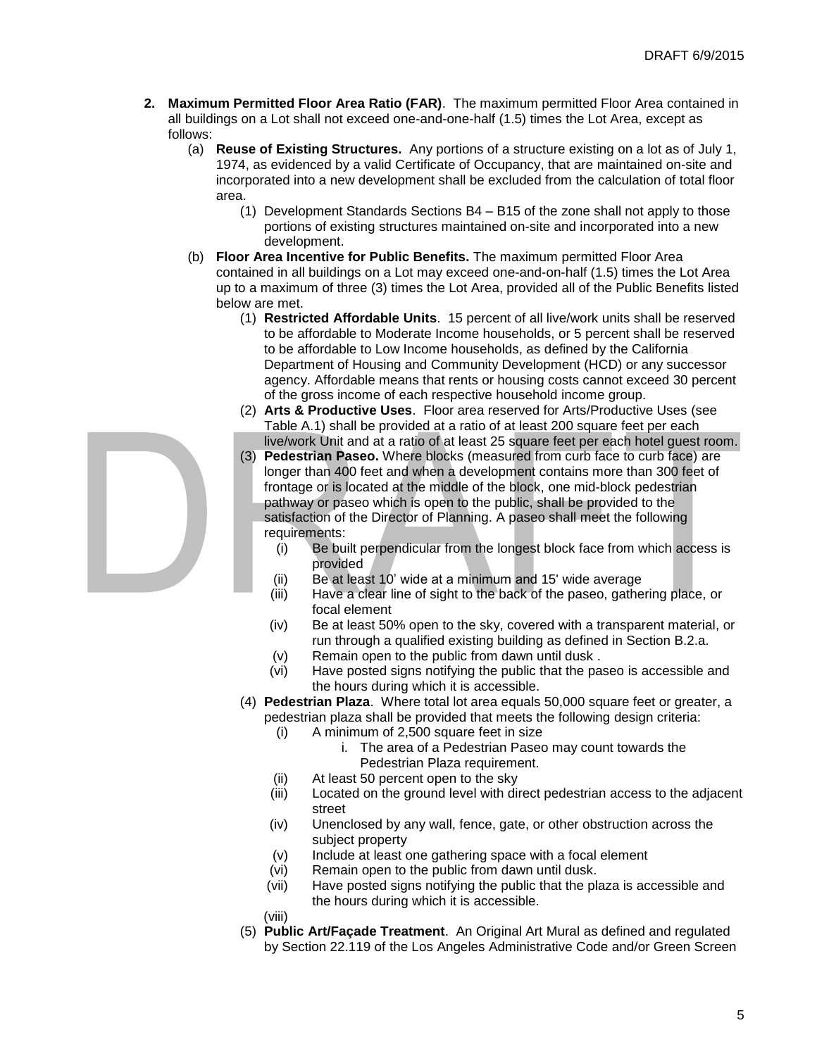2. **Maximum Permitted Floor Area Ratio (FAR)**. The maximum permitted Floor Area contained in all buildings on a Lot shall not exceed one-and-one-half (1.5) times the Lot Area, except as follows:
   (a) **Reuse of Existing Structures.** Any portions of a structure existing on a lot as of July 1, 1974, as evidenced by a valid Certificate of Occupancy, that are maintained on-site and incorporated into a new development shall be excluded from the calculation of total floor area.
      (1) Development Standards Sections B4 – B15 of the zone shall not apply to those portions of existing structures maintained on-site and incorporated into a new development.
   (b) **Floor Area Incentive for Public Benefits.** The maximum permitted Floor Area contained in all buildings on a Lot may exceed one-and-on-half (1.5) times the Lot Area up to a maximum of three (3) times the Lot Area, provided all of the Public Benefits listed below are met.
      (1) **Restricted Affordable Units**. 15 percent of all live/work units shall be reserved to be affordable to Moderate Income households, or 5 percent shall be reserved to be affordable to Low Income households, as defined by the California Department of Housing and Community Development (HCD) or any successor agency. Affordable means that rents or housing costs cannot exceed 30 percent of the gross income of each respective household income group.
      (2) **Arts & Productive Uses**. Floor area reserved for Arts/Productive Uses (see Table A.1) shall be provided at a ratio of at least 200 square feet per each live/work Unit and at a ratio of at least 25 square feet per each hotel guest room.
      (3) **Pedestrian Paseo.** Where blocks (measured from curb face to curb face) are longer than 400 feet and when a development contains more than 300 feet of frontage or is located at the middle of the block, one mid-block pedestrian pathway or paseo which is open to the public, shall be provided to the satisfaction of the Director of Planning. A paseo shall meet the following requirements:
         (i) Be built perpendicular from the longest block face from which access is provided
         (ii) Be at least 10' wide at a minimum and 15' wide average
         (iii) Have a clear line of sight to the back of the paseo, gathering place, or focal element
         (iv) Be at least 50% open to the sky, covered with a transparent material, or run through a qualified existing building as defined in Section B.2.a.
         (v) Remain open to the public from dawn until dusk .
         (vi) Have posted signs notifying the public that the paseo is accessible and the hours during which it is accessible.
      (4) **Pedestrian Plaza**. Where total lot area equals 50,000 square feet or greater, a pedestrian plaza shall be provided that meets the following design criteria:
         (i) A minimum of 2,500 square feet in size
            i. The area of a Pedestrian Paseo may count towards the Pedestrian Plaza requirement.
         (ii) At least 50 percent open to the sky
         (iii) Located on the ground level with direct pedestrian access to the adjacent street
         (iv) Unenclosed by any wall, fence, gate, or other obstruction across the subject property
         (v) Include at least one gathering space with a focal element
         (vi) Remain open to the public from dawn until dusk.
         (vii) Have posted signs notifying the public that the plaza is accessible and the hours during which it is accessible.
         (viii)
      (5) **Public Art/Façade Treatment**. An Original Art Mural as defined and regulated by Section 22.119 of the Los Angeles Administrative Code and/or Green Screen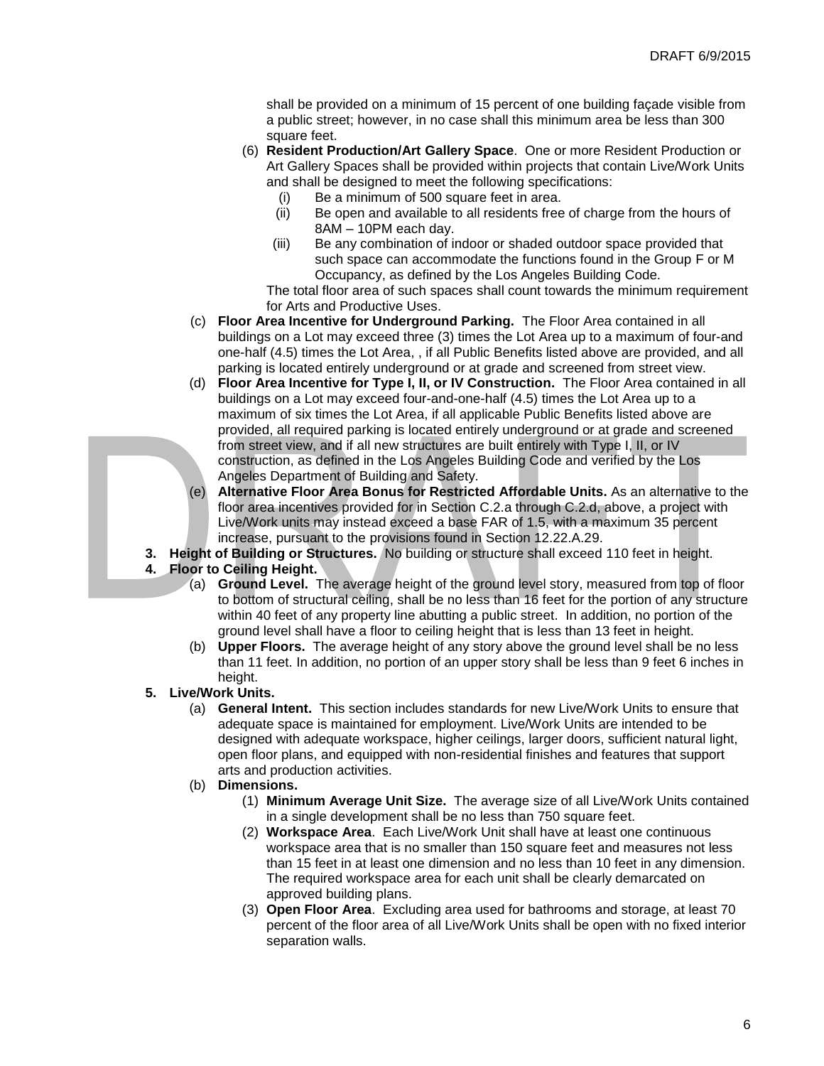shall be provided on a minimum of 15 percent of one building façade visible from a public street; however, in no case shall this minimum area be less than 300 square feet.

(6) **Resident Production/Art Gallery Space**. One or more Resident Production or Art Gallery Spaces shall be provided within projects that contain Live/Work Units and shall be designed to meet the following specifications:

(i) Be a minimum of 500 square feet in area.

(ii) Be open and available to all residents free of charge from the hours of 8AM – 10PM each day.

(iii) Be any combination of indoor or shaded outdoor space provided that such space can accommodate the functions found in the Group F or M Occupancy, as defined by the Los Angeles Building Code.

The total floor area of such spaces shall count towards the minimum requirement for Arts and Productive Uses.

(c) **Floor Area Incentive for Underground Parking.** The Floor Area contained in all buildings on a Lot may exceed three (3) times the Lot Area up to a maximum of four-and one-half (4.5) times the Lot Area, , if all Public Benefits listed above are provided, and all parking is located entirely underground or at grade and screened from street view.

(d) **Floor Area Incentive for Type I, II, or IV Construction.** The Floor Area contained in all buildings on a Lot may exceed four-and-one-half (4.5) times the Lot Area up to a maximum of six times the Lot Area, if all applicable Public Benefits listed above are provided, all required parking is located entirely underground or at grade and screened from street view, and if all new structures are built entirely with Type I, II, or IV construction, as defined in the Los Angeles Building Code and verified by the Los Angeles Department of Building and Safety.

(e) **Alternative Floor Area Bonus for Restricted Affordable Units.** As an alternative to the floor area incentives provided for in Section C.2.a through C.2.d, above, a project with Live/Work units may instead exceed a base FAR of 1.5, with a maximum 35 percent increase, pursuant to the provisions found in Section 12.22.A.29.

**3. Height of Building or Structures.** No building or structure shall exceed 110 feet in height.

**4. Floor to Ceiling Height.**

(a) **Ground Level.** The average height of the ground level story, measured from top of floor to bottom of structural ceiling, shall be no less than 16 feet for the portion of any structure within 40 feet of any property line abutting a public street. In addition, no portion of the ground level shall have a floor to ceiling height that is less than 13 feet in height.

(b) **Upper Floors.** The average height of any story above the ground level shall be no less than 11 feet. In addition, no portion of an upper story shall be less than 9 feet 6 inches in height.

**5. Live/Work Units.**

(a) **General Intent.** This section includes standards for new Live/Work Units to ensure that adequate space is maintained for employment. Live/Work Units are intended to be designed with adequate workspace, higher ceilings, larger doors, sufficient natural light, open floor plans, and equipped with non-residential finishes and features that support arts and production activities.

(b) **Dimensions.**

(1) **Minimum Average Unit Size.** The average size of all Live/Work Units contained in a single development shall be no less than 750 square feet.

(2) **Workspace Area**. Each Live/Work Unit shall have at least one continuous workspace area that is no smaller than 150 square feet and measures not less than 15 feet in at least one dimension and no less than 10 feet in any dimension. The required workspace area for each unit shall be clearly demarcated on approved building plans.

(3) **Open Floor Area**. Excluding area used for bathrooms and storage, at least 70 percent of the floor area of all Live/Work Units shall be open with no fixed interior separation walls.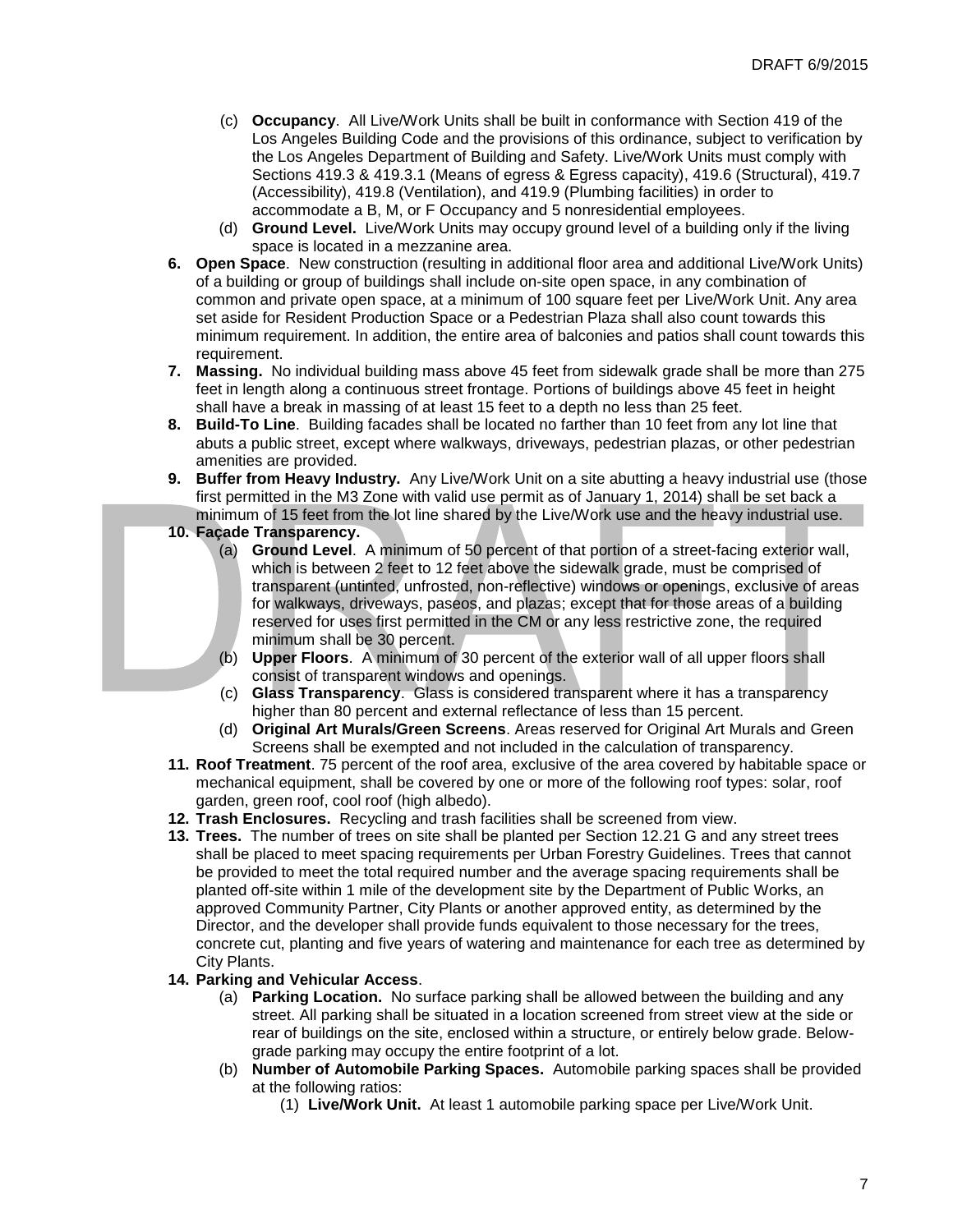(c) **Occupancy**. All Live/Work Units shall be built in conformance with Section 419 of the Los Angeles Building Code and the provisions of this ordinance, subject to verification by the Los Angeles Department of Building and Safety. Live/Work Units must comply with Sections 419.3 & 419.3.1 (Means of egress & Egress capacity), 419.6 (Structural), 419.7 (Accessibility), 419.8 (Ventilation), and 419.9 (Plumbing facilities) in order to accommodate a B, M, or F Occupancy and 5 nonresidential employees.

(d) **Ground Level.** Live/Work Units may occupy ground level of a building only if the living space is located in a mezzanine area.

**6. Open Space**. New construction (resulting in additional floor area and additional Live/Work Units) of a building or group of buildings shall include on-site open space, in any combination of common and private open space, at a minimum of 100 square feet per Live/Work Unit. Any area set aside for Resident Production Space or a Pedestrian Plaza shall also count towards this minimum requirement. In addition, the entire area of balconies and patios shall count towards this requirement.

**7. Massing.** No individual building mass above 45 feet from sidewalk grade shall be more than 275 feet in length along a continuous street frontage. Portions of buildings above 45 feet in height shall have a break in massing of at least 15 feet to a depth no less than 25 feet.

**8. Build-To Line**. Building facades shall be located no farther than 10 feet from any lot line that abuts a public street, except where walkways, driveways, pedestrian plazas, or other pedestrian amenities are provided.

**9. Buffer from Heavy Industry.** Any Live/Work Unit on a site abutting a heavy industrial use (those first permitted in the M3 Zone with valid use permit as of January 1, 2014) shall be set back a minimum of 15 feet from the lot line shared by the Live/Work use and the heavy industrial use.

**10. Façade Transparency.**

(a) **Ground Level**. A minimum of 50 percent of that portion of a street-facing exterior wall, which is between 2 feet to 12 feet above the sidewalk grade, must be comprised of transparent (untinted, unfrosted, non-reflective) windows or openings, exclusive of areas for walkways, driveways, paseos, and plazas; except that for those areas of a building reserved for uses first permitted in the CM or any less restrictive zone, the required minimum shall be 30 percent.

(b) **Upper Floors**. A minimum of 30 percent of the exterior wall of all upper floors shall consist of transparent windows and openings.

(c) **Glass Transparency**. Glass is considered transparent where it has a transparency higher than 80 percent and external reflectance of less than 15 percent.

(d) **Original Art Murals/Green Screens**. Areas reserved for Original Art Murals and Green Screens shall be exempted and not included in the calculation of transparency.

**11. Roof Treatment**. 75 percent of the roof area, exclusive of the area covered by habitable space or mechanical equipment, shall be covered by one or more of the following roof types: solar, roof garden, green roof, cool roof (high albedo).

**12. Trash Enclosures.** Recycling and trash facilities shall be screened from view.

**13. Trees.** The number of trees on site shall be planted per Section 12.21 G and any street trees shall be placed to meet spacing requirements per Urban Forestry Guidelines. Trees that cannot be provided to meet the total required number and the average spacing requirements shall be planted off-site within 1 mile of the development site by the Department of Public Works, an approved Community Partner, City Plants or another approved entity, as determined by the Director, and the developer shall provide funds equivalent to those necessary for the trees, concrete cut, planting and five years of watering and maintenance for each tree as determined by City Plants.

**14. Parking and Vehicular Access**.

(a) **Parking Location.** No surface parking shall be allowed between the building and any street. All parking shall be situated in a location screened from street view at the side or rear of buildings on the site, enclosed within a structure, or entirely below grade. Below-grade parking may occupy the entire footprint of a lot.

(b) **Number of Automobile Parking Spaces.** Automobile parking spaces shall be provided at the following ratios:

(1) **Live/Work Unit.** At least 1 automobile parking space per Live/Work Unit.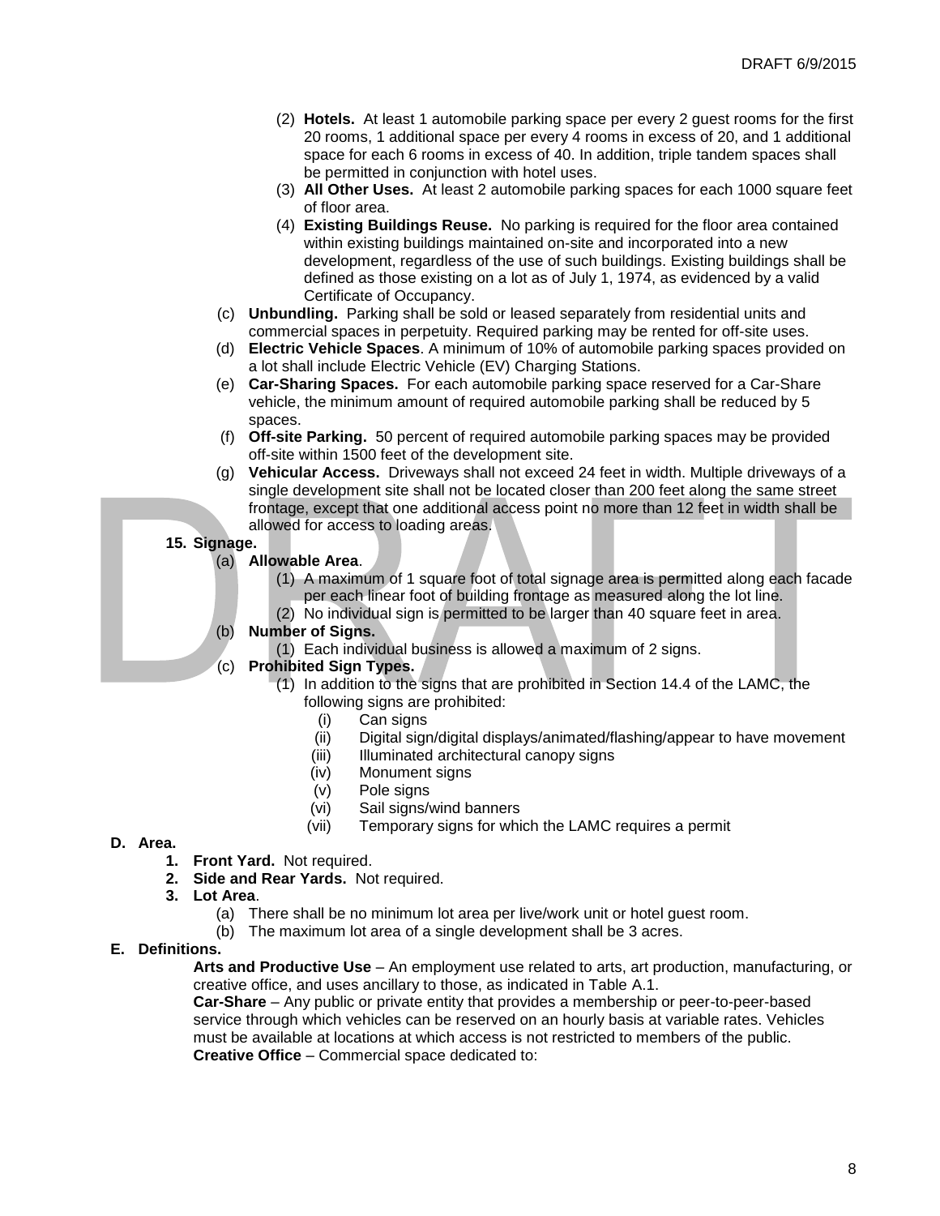(2) **Hotels.** At least 1 automobile parking space per every 2 guest rooms for the first 20 rooms, 1 additional space per every 4 rooms in excess of 20, and 1 additional space for each 6 rooms in excess of 40. In addition, triple tandem spaces shall be permitted in conjunction with hotel uses.

(3) **All Other Uses.** At least 2 automobile parking spaces for each 1000 square feet of floor area.

(4) **Existing Buildings Reuse.** No parking is required for the floor area contained within existing buildings maintained on-site and incorporated into a new development, regardless of the use of such buildings. Existing buildings shall be defined as those existing on a lot as of July 1, 1974, as evidenced by a valid Certificate of Occupancy.

(c) **Unbundling.** Parking shall be sold or leased separately from residential units and commercial spaces in perpetuity. Required parking may be rented for off-site uses.

(d) **Electric Vehicle Spaces**. A minimum of 10% of automobile parking spaces provided on a lot shall include Electric Vehicle (EV) Charging Stations.

(e) **Car-Sharing Spaces.** For each automobile parking space reserved for a Car-Share vehicle, the minimum amount of required automobile parking shall be reduced by 5 spaces.

(f) **Off-site Parking.** 50 percent of required automobile parking spaces may be provided off-site within 1500 feet of the development site.

(g) **Vehicular Access.** Driveways shall not exceed 24 feet in width. Multiple driveways of a single development site shall not be located closer than 200 feet along the same street frontage, except that one additional access point no more than 12 feet in width shall be allowed for access to loading areas.

**15. Signage.**

(a) **Allowable Area**.

(1) A maximum of 1 square foot of total signage area is permitted along each facade per each linear foot of building frontage as measured along the lot line.

(2) No individual sign is permitted to be larger than 40 square feet in area.

(b) **Number of Signs.**

(1) Each individual business is allowed a maximum of 2 signs.

(c) **Prohibited Sign Types.**

(1) In addition to the signs that are prohibited in Section 14.4 of the LAMC, the following signs are prohibited:

(i) Can signs
(ii) Digital sign/digital displays/animated/flashing/appear to have movement
(iii) Illuminated architectural canopy signs
(iv) Monument signs
(v) Pole signs
(vi) Sail signs/wind banners
(vii) Temporary signs for which the LAMC requires a permit

**D. Area.**

**1. Front Yard.** Not required.

**2. Side and Rear Yards.** Not required.

**3. Lot Area**.

(a) There shall be no minimum lot area per live/work unit or hotel guest room.

(b) The maximum lot area of a single development shall be 3 acres.

**E. Definitions.**

**Arts and Productive Use** – An employment use related to arts, art production, manufacturing, or creative office, and uses ancillary to those, as indicated in Table A.1.

**Car-Share** – Any public or private entity that provides a membership or peer-to-peer-based service through which vehicles can be reserved on an hourly basis at variable rates. Vehicles must be available at locations at which access is not restricted to members of the public.

**Creative Office** – Commercial space dedicated to: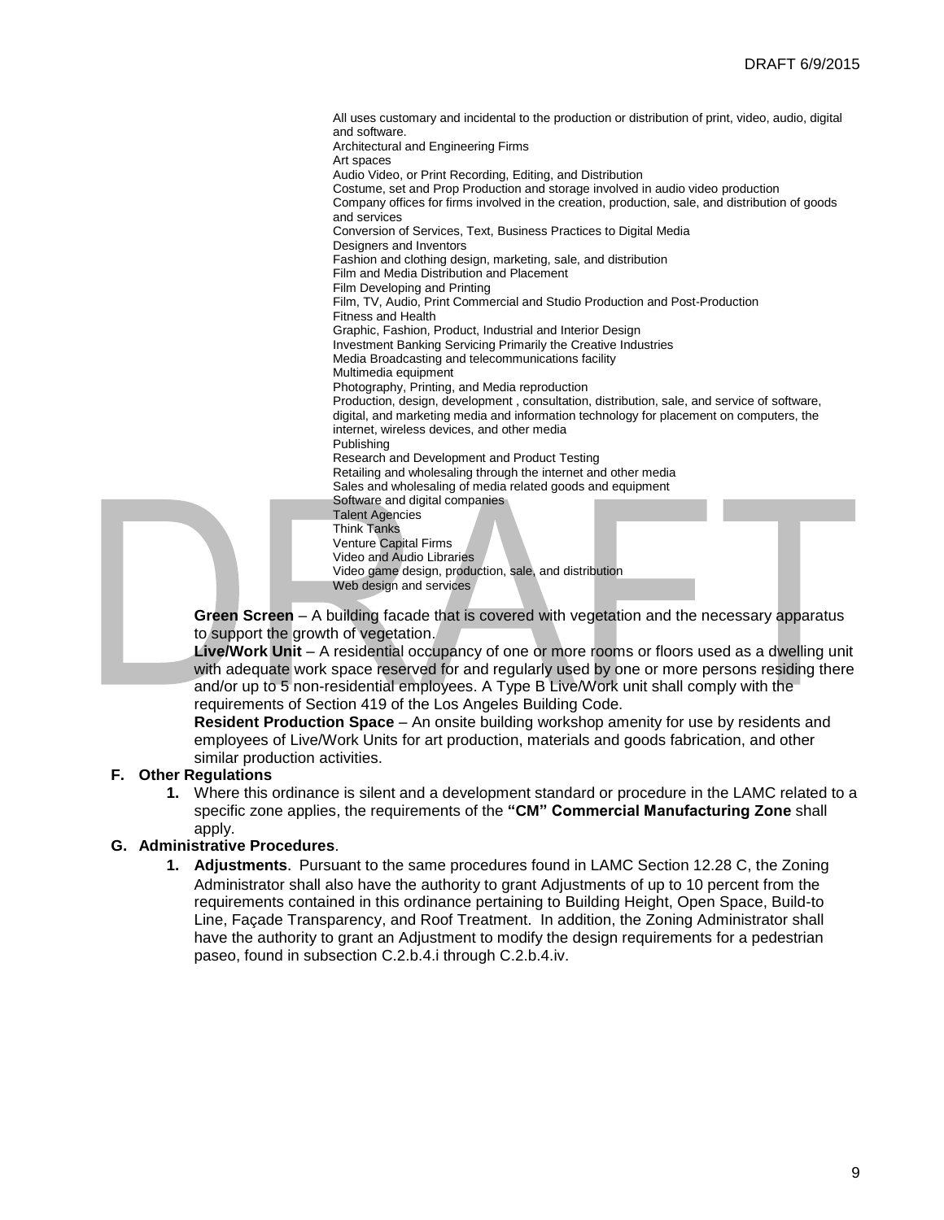All uses customary and incidental to the production or distribution of print, video, audio, digital and software.
Architectural and Engineering Firms
Art spaces
Audio Video, or Print Recording, Editing, and Distribution
Costume, set and Prop Production and storage involved in audio video production
Company offices for firms involved in the creation, production, sale, and distribution of goods and services
Conversion of Services, Text, Business Practices to Digital Media
Designers and Inventors
Fashion and clothing design, marketing, sale, and distribution
Film and Media Distribution and Placement
Film Developing and Printing
Film, TV, Audio, Print Commercial and Studio Production and Post-Production
Fitness and Health
Graphic, Fashion, Product, Industrial and Interior Design
Investment Banking Servicing Primarily the Creative Industries
Media Broadcasting and telecommunications facility
Multimedia equipment
Photography, Printing, and Media reproduction
Production, design, development , consultation, distribution, sale, and service of software, digital, and marketing media and information technology for placement on computers, the internet, wireless devices, and other media
Publishing
Research and Development and Product Testing
Retailing and wholesaling through the internet and other media
Sales and wholesaling of media related goods and equipment
Software and digital companies
Talent Agencies
Think Tanks
Venture Capital Firms
Video and Audio Libraries
Video game design, production, sale, and distribution
Web design and services

**Green Screen** – A building facade that is covered with vegetation and the necessary apparatus to support the growth of vegetation.

**Live/Work Unit** – A residential occupancy of one or more rooms or floors used as a dwelling unit with adequate work space reserved for and regularly used by one or more persons residing there and/or up to 5 non-residential employees. A Type B Live/Work unit shall comply with the requirements of Section 419 of the Los Angeles Building Code.

**Resident Production Space** – An onsite building workshop amenity for use by residents and employees of Live/Work Units for art production, materials and goods fabrication, and other similar production activities.

**F. Other Regulations**

1. Where this ordinance is silent and a development standard or procedure in the LAMC related to a specific zone applies, the requirements of the **"CM" Commercial Manufacturing Zone** shall apply.

**G. Administrative Procedures**.

1. **Adjustments**. Pursuant to the same procedures found in LAMC Section 12.28 C, the Zoning Administrator shall also have the authority to grant Adjustments of up to 10 percent from the requirements contained in this ordinance pertaining to Building Height, Open Space, Build-to Line, Façade Transparency, and Roof Treatment. In addition, the Zoning Administrator shall have the authority to grant an Adjustment to modify the design requirements for a pedestrian paseo, found in subsection C.2.b.4.i through C.2.b.4.iv.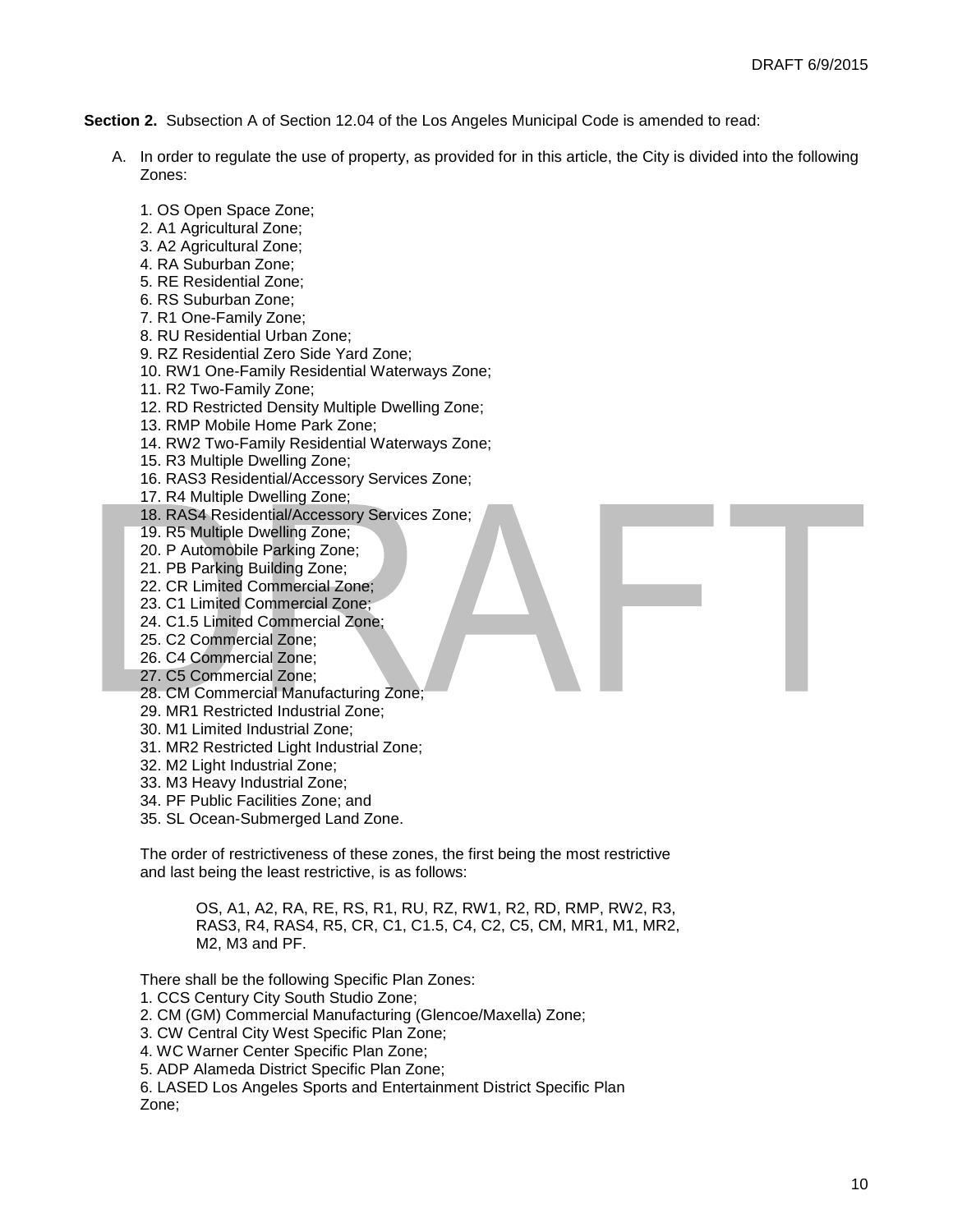**Section 2.** Subsection A of Section 12.04 of the Los Angeles Municipal Code is amended to read:

A. In order to regulate the use of property, as provided for in this article, the City is divided into the following Zones:

1. OS Open Space Zone;
2. A1 Agricultural Zone;
3. A2 Agricultural Zone;
4. RA Suburban Zone;
5. RE Residential Zone;
6. RS Suburban Zone;
7. R1 One-Family Zone;
8. RU Residential Urban Zone;
9. RZ Residential Zero Side Yard Zone;
10. RW1 One-Family Residential Waterways Zone;
11. R2 Two-Family Zone;
12. RD Restricted Density Multiple Dwelling Zone;
13. RMP Mobile Home Park Zone;
14. RW2 Two-Family Residential Waterways Zone;
15. R3 Multiple Dwelling Zone;
16. RAS3 Residential/Accessory Services Zone;
17. R4 Multiple Dwelling Zone;
18. RAS4 Residential/Accessory Services Zone;
19. R5 Multiple Dwelling Zone;
20. P Automobile Parking Zone;
21. PB Parking Building Zone;
22. CR Limited Commercial Zone;
23. C1 Limited Commercial Zone;
24. C1.5 Limited Commercial Zone;
25. C2 Commercial Zone;
26. C4 Commercial Zone;
27. C5 Commercial Zone;
28. CM Commercial Manufacturing Zone;
29. MR1 Restricted Industrial Zone;
30. M1 Limited Industrial Zone;
31. MR2 Restricted Light Industrial Zone;
32. M2 Light Industrial Zone;
33. M3 Heavy Industrial Zone;
34. PF Public Facilities Zone; and
35. SL Ocean-Submerged Land Zone.

The order of restrictiveness of these zones, the first being the most restrictive and last being the least restrictive, is as follows:

> OS, A1, A2, RA, RE, RS, R1, RU, RZ, RW1, R2, RD, RMP, RW2, R3, RAS3, R4, RAS4, R5, CR, C1, C1.5, C4, C2, C5, CM, MR1, M1, MR2, M2, M3 and PF.

There shall be the following Specific Plan Zones:

1. CCS Century City South Studio Zone;
2. CM (GM) Commercial Manufacturing (Glencoe/Maxella) Zone;
3. CW Central City West Specific Plan Zone;
4. WC Warner Center Specific Plan Zone;
5. ADP Alameda District Specific Plan Zone;
6. LASED Los Angeles Sports and Entertainment District Specific Plan Zone;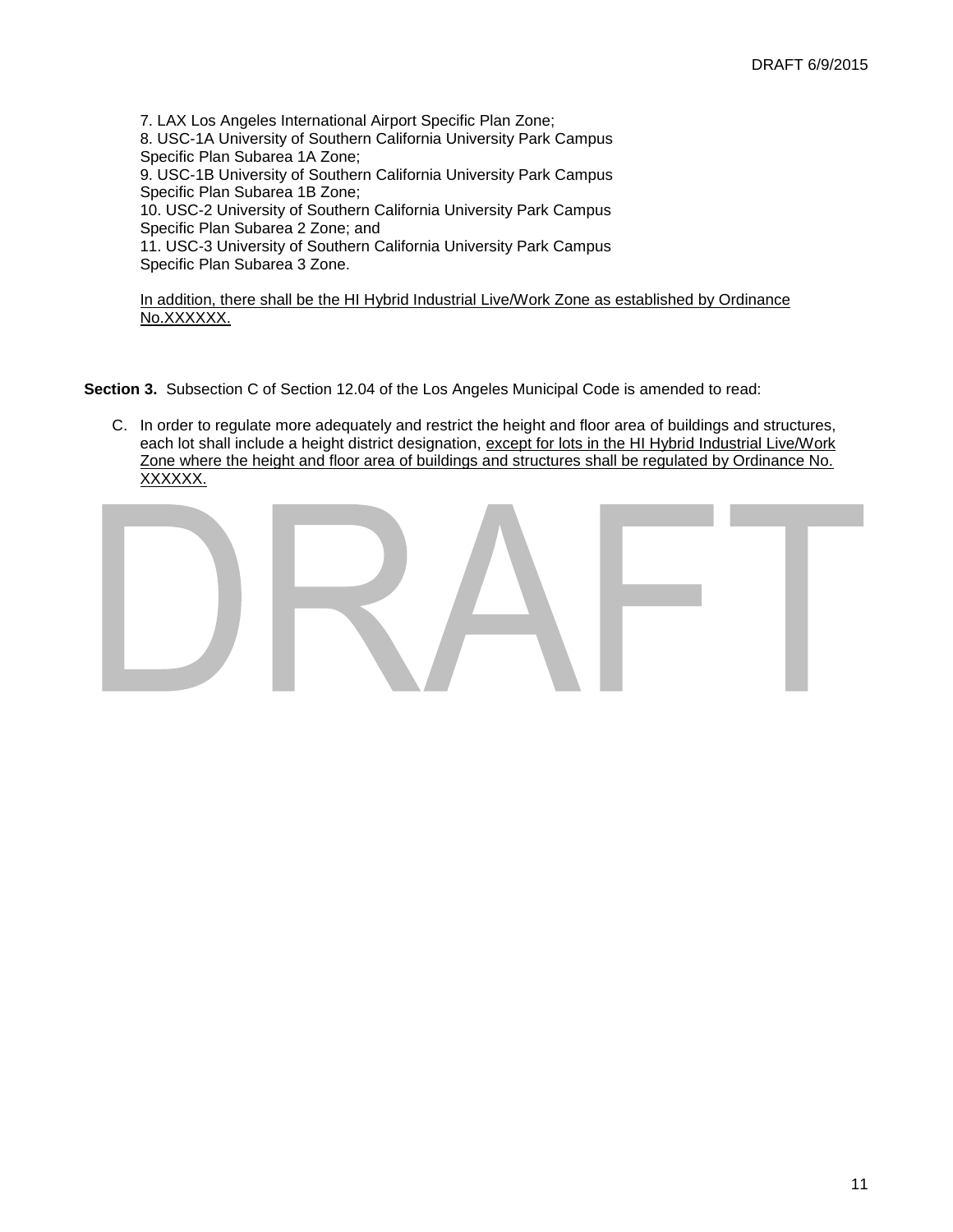7. LAX Los Angeles International Airport Specific Plan Zone;
8. USC-1A University of Southern California University Park Campus Specific Plan Subarea 1A Zone;
9. USC-1B University of Southern California University Park Campus Specific Plan Subarea 1B Zone;
10. USC-2 University of Southern California University Park Campus Specific Plan Subarea 2 Zone; and
11. USC-3 University of Southern California University Park Campus Specific Plan Subarea 3 Zone.

<u>In addition, there shall be the HI Hybrid Industrial Live/Work Zone as established by Ordinance No.XXXXXX.</u>

**Section 3.** Subsection C of Section 12.04 of the Los Angeles Municipal Code is amended to read:

C. In order to regulate more adequately and restrict the height and floor area of buildings and structures, each lot shall include a height district designation, <u>except for lots in the HI Hybrid Industrial Live/Work Zone where the height and floor area of buildings and structures shall be regulated by Ordinance No. XXXXXX.</u>